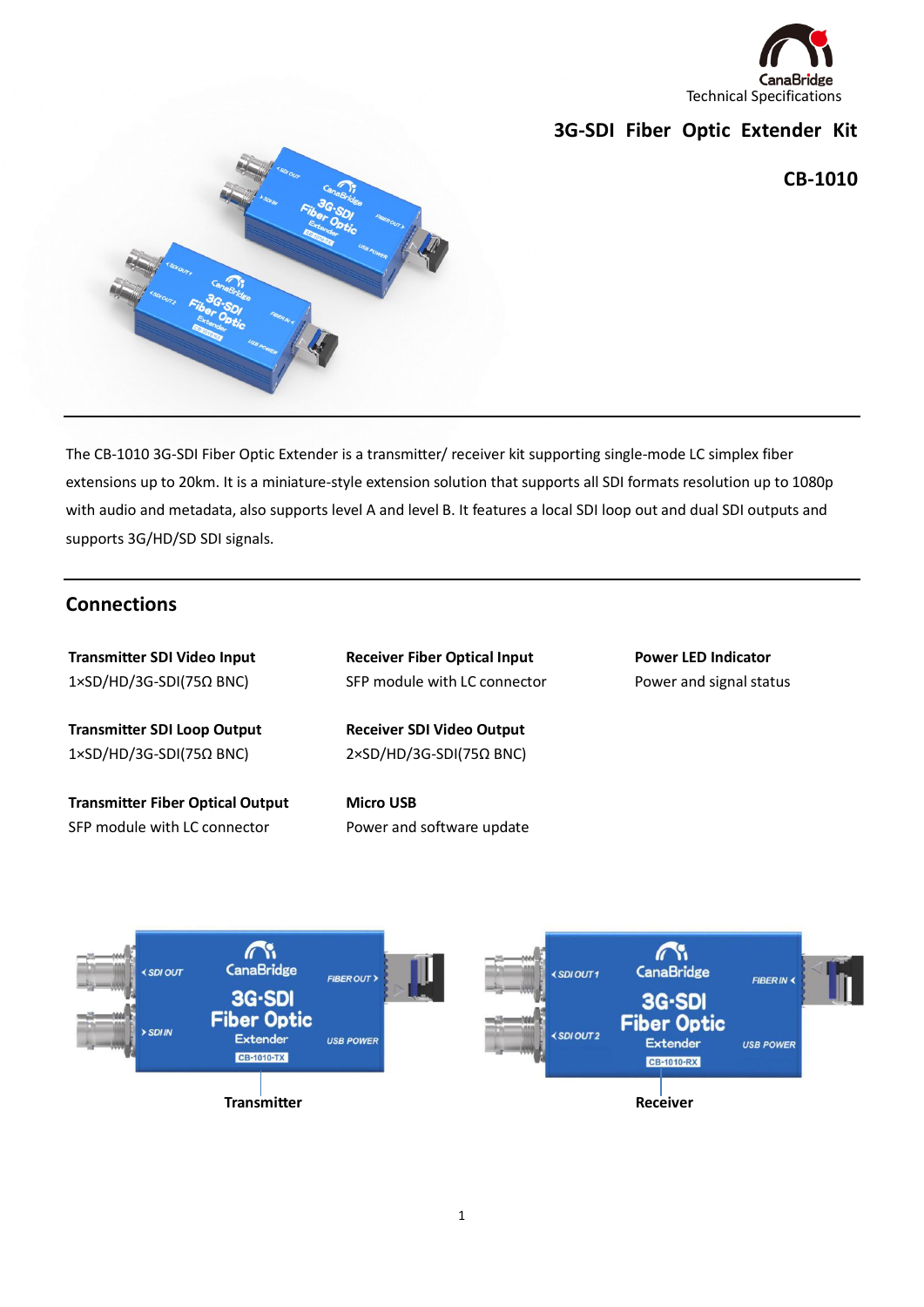CanaBridge
Technical Specifications

# 3G-SDI Fiber Optic Extender Kit

## CB-1010

The CB-1010 3G-SDI Fiber Optic Extender is a transmitter/ receiver kit supporting single-mode LC simplex fiber extensions up to 20km. It is a miniature-style extension solution that supports all SDI formats resolution up to 1080p with audio and metadata, also supports level A and level B. It features a local SDI loop out and dual SDI outputs and supports 3G/HD/SD SDI signals.

## Connections

**Transmitter SDI Video Input**
1×SD/HD/3G-SDI(75Ω BNC)

**Transmitter SDI Loop Output**
1×SD/HD/3G-SDI(75Ω BNC)

**Transmitter Fiber Optical Output**
SFP module with LC connector

**Receiver Fiber Optical Input**
SFP module with LC connector

**Receiver SDI Video Output**
2×SD/HD/3G-SDI(75Ω BNC)

**Micro USB**
Power and software update

**Power LED Indicator**
Power and signal status

Transmitter

Receiver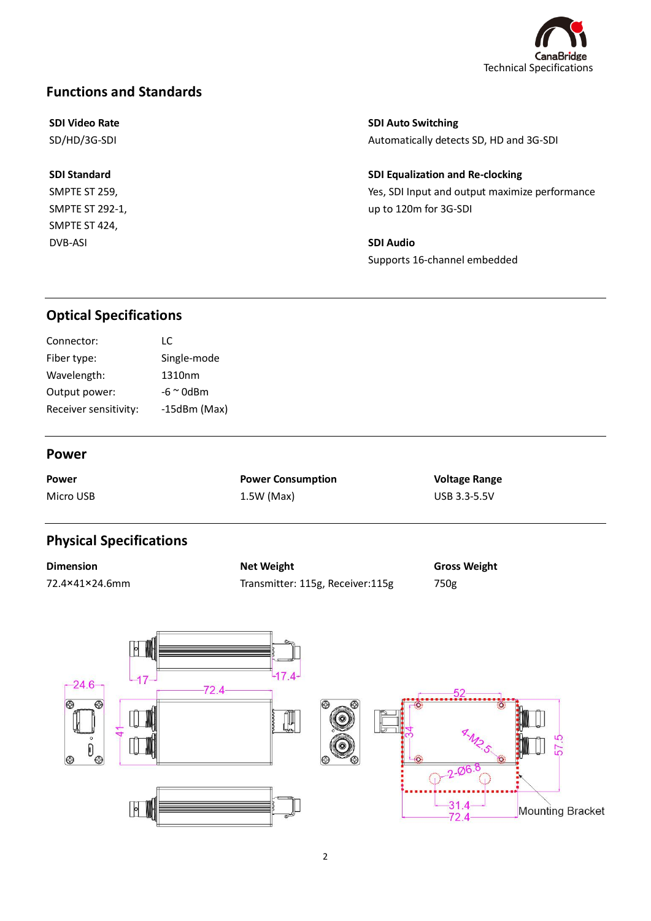## Functions and Standards

**SDI Video Rate**
SD/HD/3G-SDI

**SDI Standard**
SMPTE ST 259,
SMPTE ST 292-1,
SMPTE ST 424,
DVB-ASI

**SDI Auto Switching**
Automatically detects SD, HD and 3G-SDI

**SDI Equalization and Re-clocking**
Yes, SDI Input and output maximize performance up to 120m for 3G-SDI

**SDI Audio**
Supports 16-channel embedded

## Optical Specifications

| | |
|---|---|
| Connector: | LC |
| Fiber type: | Single-mode |
| Wavelength: | 1310nm |
| Output power: | -6 ~ 0dBm |
| Receiver sensitivity: | -15dBm (Max) |

## Power

| Power | Power Consumption | Voltage Range |
|---|---|---|
| Micro USB | 1.5W (Max) | USB 3.3-5.5V |

## Physical Specifications

| Dimension | Net Weight | Gross Weight |
|---|---|---|
| 72.4×41×24.6mm | Transmitter: 115g, Receiver:115g | 750g |

24.6 17 17.4 72.4 41 52 34 4-M2.5 2-Ø6.8 57.5 31.4 72.4 Mounting Bracket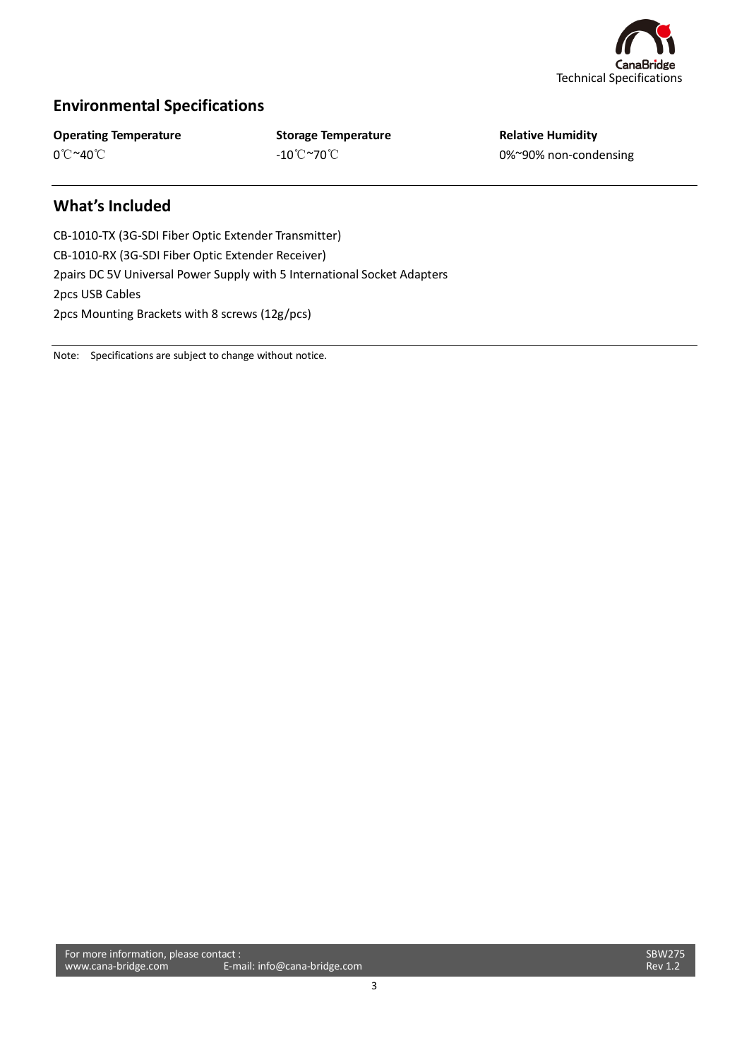## Environmental Specifications

| Operating Temperature | Storage Temperature | Relative Humidity |
| --- | --- | --- |
| 0℃~40℃ | -10℃~70℃ | 0%~90% non-condensing |

## What's Included

CB-1010-TX (3G-SDI Fiber Optic Extender Transmitter)
CB-1010-RX (3G-SDI Fiber Optic Extender Receiver)
2pairs DC 5V Universal Power Supply with 5 International Socket Adapters
2pcs USB Cables
2pcs Mounting Brackets with 8 screws (12g/pcs)

Note: Specifications are subject to change without notice.

For more information, please contact :
www.cana-bridge.com E-mail: info@cana-bridge.com

SBW275
Rev 1.2